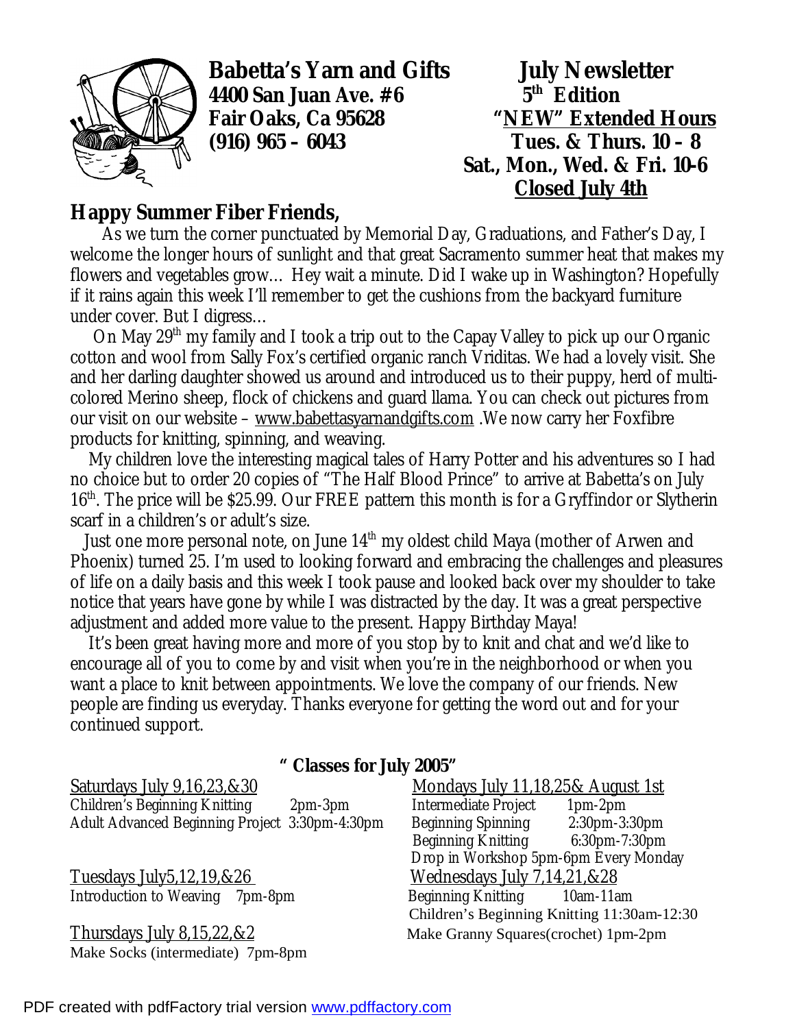**Babetta's Yarn and Gifts**
**4400 San Juan Ave. #6**
**Fair Oaks, Ca 95628**
**(916) 965 – 6043**

**July Newsletter**
**5th Edition**
**"NEW" Extended Hours**
**Tues. & Thurs. 10 – 8**
**Sat., Mon., Wed. & Fri. 10-6**
**Closed July 4th**

## Happy Summer Fiber Friends,

As we turn the corner punctuated by Memorial Day, Graduations, and Father's Day, I welcome the longer hours of sunlight and that great Sacramento summer heat that makes my flowers and vegetables grow… Hey wait a minute. Did I wake up in Washington? Hopefully if it rains again this week I'll remember to get the cushions from the backyard furniture under cover. But I digress…

On May 29th my family and I took a trip out to the Capay Valley to pick up our Organic cotton and wool from Sally Fox's certified organic ranch Vriditas. We had a lovely visit. She and her darling daughter showed us around and introduced us to their puppy, herd of multi-colored Merino sheep, flock of chickens and guard llama. You can check out pictures from our visit on our website – www.babettasyarnandgifts.com .We now carry her Foxfibre products for knitting, spinning, and weaving.

My children love the interesting magical tales of Harry Potter and his adventures so I had no choice but to order 20 copies of "The Half Blood Prince" to arrive at Babetta's on July 16th. The price will be $25.99. Our FREE pattern this month is for a Gryffindor or Slytherin scarf in a children's or adult's size.

Just one more personal note, on June 14th my oldest child Maya (mother of Arwen and Phoenix) turned 25. I'm used to looking forward and embracing the challenges and pleasures of life on a daily basis and this week I took pause and looked back over my shoulder to take notice that years have gone by while I was distracted by the day. It was a great perspective adjustment and added more value to the present. Happy Birthday Maya!

It's been great having more and more of you stop by to knit and chat and we'd like to encourage all of you to come by and visit when you're in the neighborhood or when you want a place to knit between appointments. We love the company of our friends. New people are finding us everyday. Thanks everyone for getting the word out and for your continued support.

### " Classes for July 2005"

Saturdays July 9,16,23,&30
- Children's Beginning Knitting 2pm-3pm
- Adult Advanced Beginning Project 3:30pm-4:30pm

Tuesdays July5,12,19,&26
- Introduction to Weaving 7pm-8pm

Thursdays July 8,15,22,&2
- Make Socks (intermediate) 7pm-8pm

Mondays July 11,18,25& August 1st
- Intermediate Project 1pm-2pm
- Beginning Spinning 2:30pm-3:30pm
- Beginning Knitting 6:30pm-7:30pm
- Drop in Workshop 5pm-6pm Every Monday

Wednesdays July 7,14,21,&28
- Beginning Knitting 10am-11am
- Children's Beginning Knitting 11:30am-12:30
- Make Granny Squares(crochet) 1pm-2pm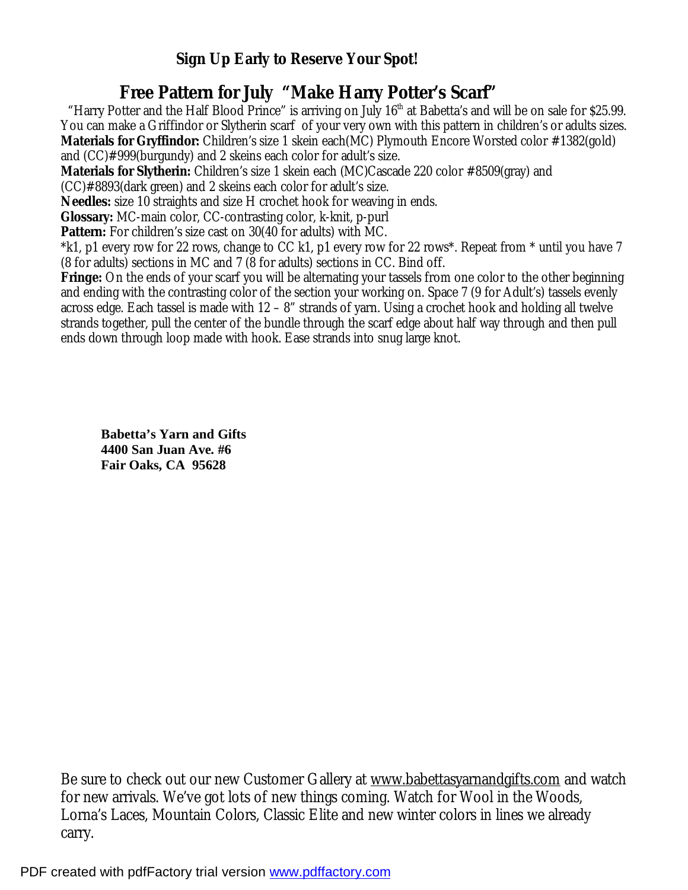**Sign Up Early to Reserve Your Spot!**

## Free Pattern for July "Make Harry Potter's Scarf"

"Harry Potter and the Half Blood Prince" is arriving on July 16th at Babetta's and will be on sale for $25.99. You can make a Griffindor or Slytherin scarf of your very own with this pattern in children's or adults sizes.

**Materials for Gryffindor:** Children's size 1 skein each(MC) Plymouth Encore Worsted color #1382(gold) and (CC)#999(burgundy) and 2 skeins each color for adult's size.

**Materials for Slytherin:** Children's size 1 skein each (MC)Cascade 220 color #8509(gray) and (CC)#8893(dark green) and 2 skeins each color for adult's size.

**Needles:** size 10 straights and size H crochet hook for weaving in ends.

**Glossary:** MC-main color, CC-contrasting color, k-knit, p-purl

**Pattern:** For children's size cast on 30(40 for adults) with MC.

*k1, p1 every row for 22 rows, change to CC k1, p1 every row for 22 rows*. Repeat from * until you have 7 (8 for adults) sections in MC and 7 (8 for adults) sections in CC. Bind off.

**Fringe:** On the ends of your scarf you will be alternating your tassels from one color to the other beginning and ending with the contrasting color of the section your working on. Space 7 (9 for Adult's) tassels evenly across edge. Each tassel is made with 12 – 8" strands of yarn. Using a crochet hook and holding all twelve strands together, pull the center of the bundle through the scarf edge about half way through and then pull ends down through loop made with hook. Ease strands into snug large knot.

**Babetta's Yarn and Gifts**
**4400 San Juan Ave. #6**
**Fair Oaks, CA 95628**

Be sure to check out our new Customer Gallery at www.babettasyarnandgifts.com and watch for new arrivals. We've got lots of new things coming. Watch for Wool in the Woods, Lorna's Laces, Mountain Colors, Classic Elite and new winter colors in lines we already carry.

PDF created with pdfFactory trial version www.pdffactory.com